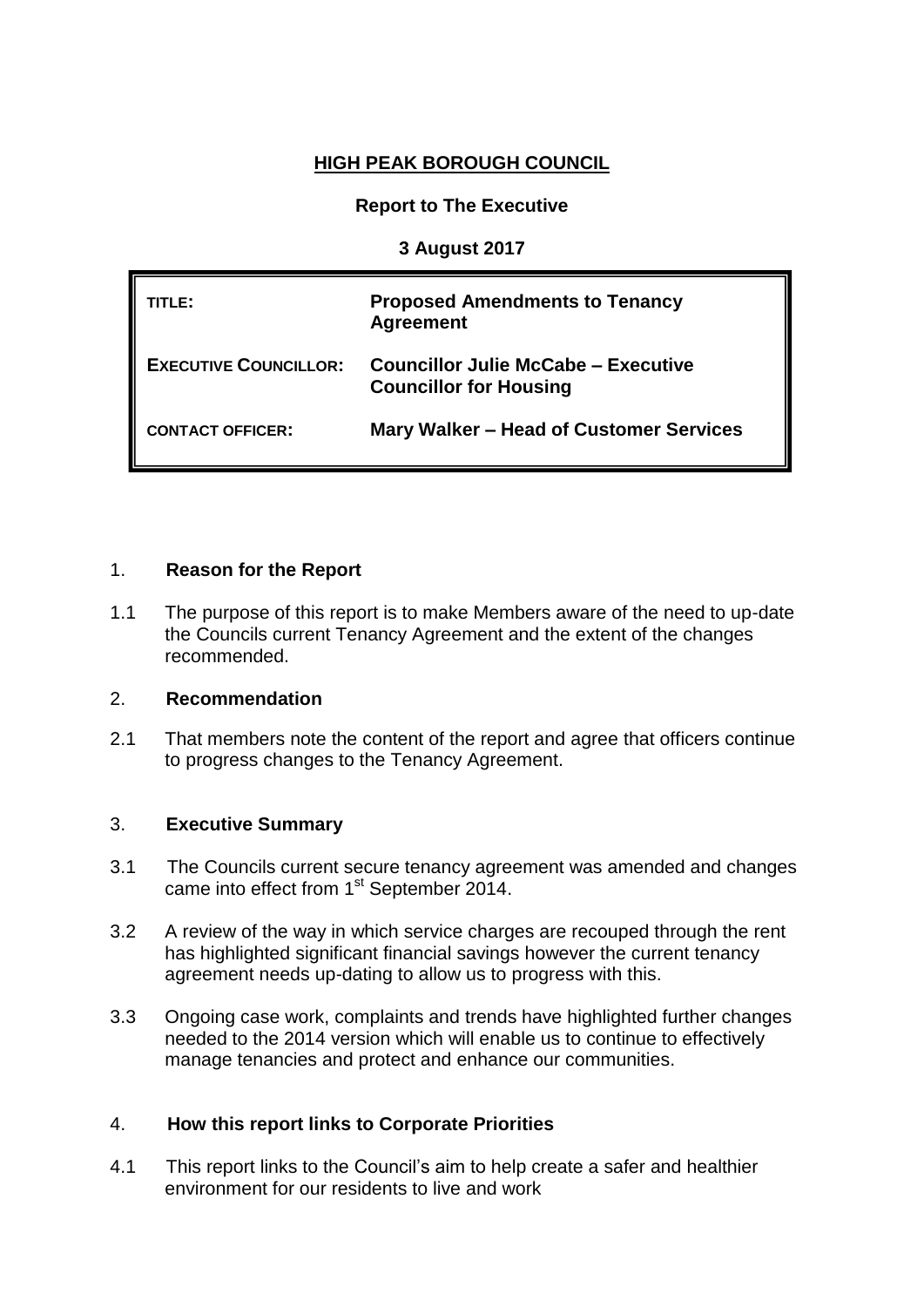# HIGH PEAK BOROUGH COUNCIL

**Report to The Executive**

**3 August 2017**

| | |
|---|---|
| **TITLE:** | **Proposed Amendments to Tenancy Agreement** |
| **EXECUTIVE COUNCILLOR:** | **Councillor Julie McCabe – Executive Councillor for Housing** |
| **CONTACT OFFICER:** | **Mary Walker – Head of Customer Services** |

## 1. Reason for the Report

1.1 The purpose of this report is to make Members aware of the need to up-date the Councils current Tenancy Agreement and the extent of the changes recommended.

## 2. Recommendation

2.1 That members note the content of the report and agree that officers continue to progress changes to the Tenancy Agreement.

## 3. Executive Summary

3.1 The Councils current secure tenancy agreement was amended and changes came into effect from 1st September 2014.

3.2 A review of the way in which service charges are recouped through the rent has highlighted significant financial savings however the current tenancy agreement needs up-dating to allow us to progress with this.

3.3 Ongoing case work, complaints and trends have highlighted further changes needed to the 2014 version which will enable us to continue to effectively manage tenancies and protect and enhance our communities.

## 4. How this report links to Corporate Priorities

4.1 This report links to the Council's aim to help create a safer and healthier environment for our residents to live and work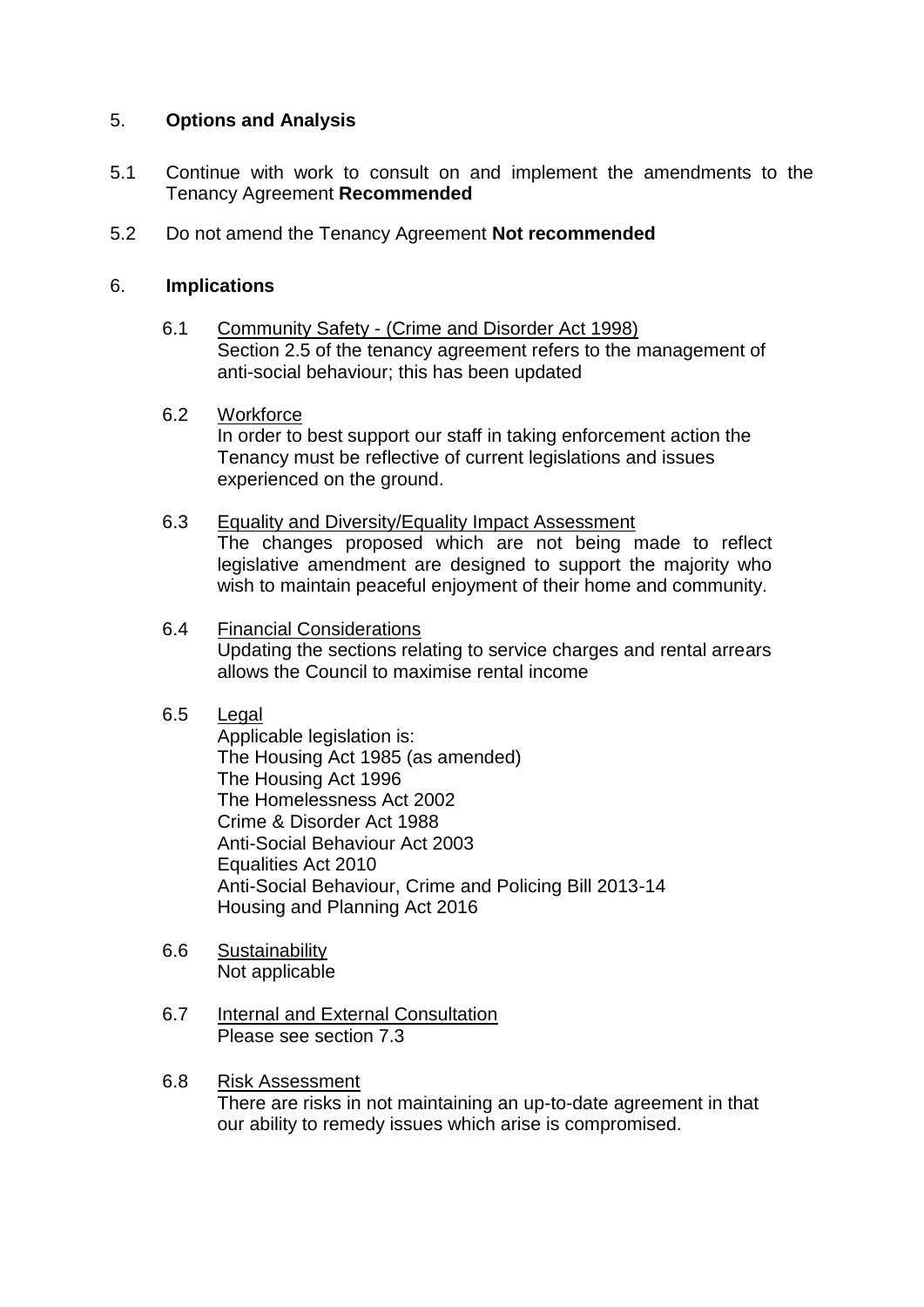## 5. **Options and Analysis**

5.1 Continue with work to consult on and implement the amendments to the Tenancy Agreement **Recommended**

5.2 Do not amend the Tenancy Agreement **Not recommended**

## 6. **Implications**

6.1 Community Safety - (Crime and Disorder Act 1998)
Section 2.5 of the tenancy agreement refers to the management of anti-social behaviour; this has been updated

6.2 Workforce
In order to best support our staff in taking enforcement action the Tenancy must be reflective of current legislations and issues experienced on the ground.

6.3 Equality and Diversity/Equality Impact Assessment
The changes proposed which are not being made to reflect legislative amendment are designed to support the majority who wish to maintain peaceful enjoyment of their home and community.

6.4 Financial Considerations
Updating the sections relating to service charges and rental arrears allows the Council to maximise rental income

6.5 Legal
Applicable legislation is:
The Housing Act 1985 (as amended)
The Housing Act 1996
The Homelessness Act 2002
Crime & Disorder Act 1988
Anti-Social Behaviour Act 2003
Equalities Act 2010
Anti-Social Behaviour, Crime and Policing Bill 2013-14
Housing and Planning Act 2016

6.6 Sustainability
Not applicable

6.7 Internal and External Consultation
Please see section 7.3

6.8 Risk Assessment
There are risks in not maintaining an up-to-date agreement in that our ability to remedy issues which arise is compromised.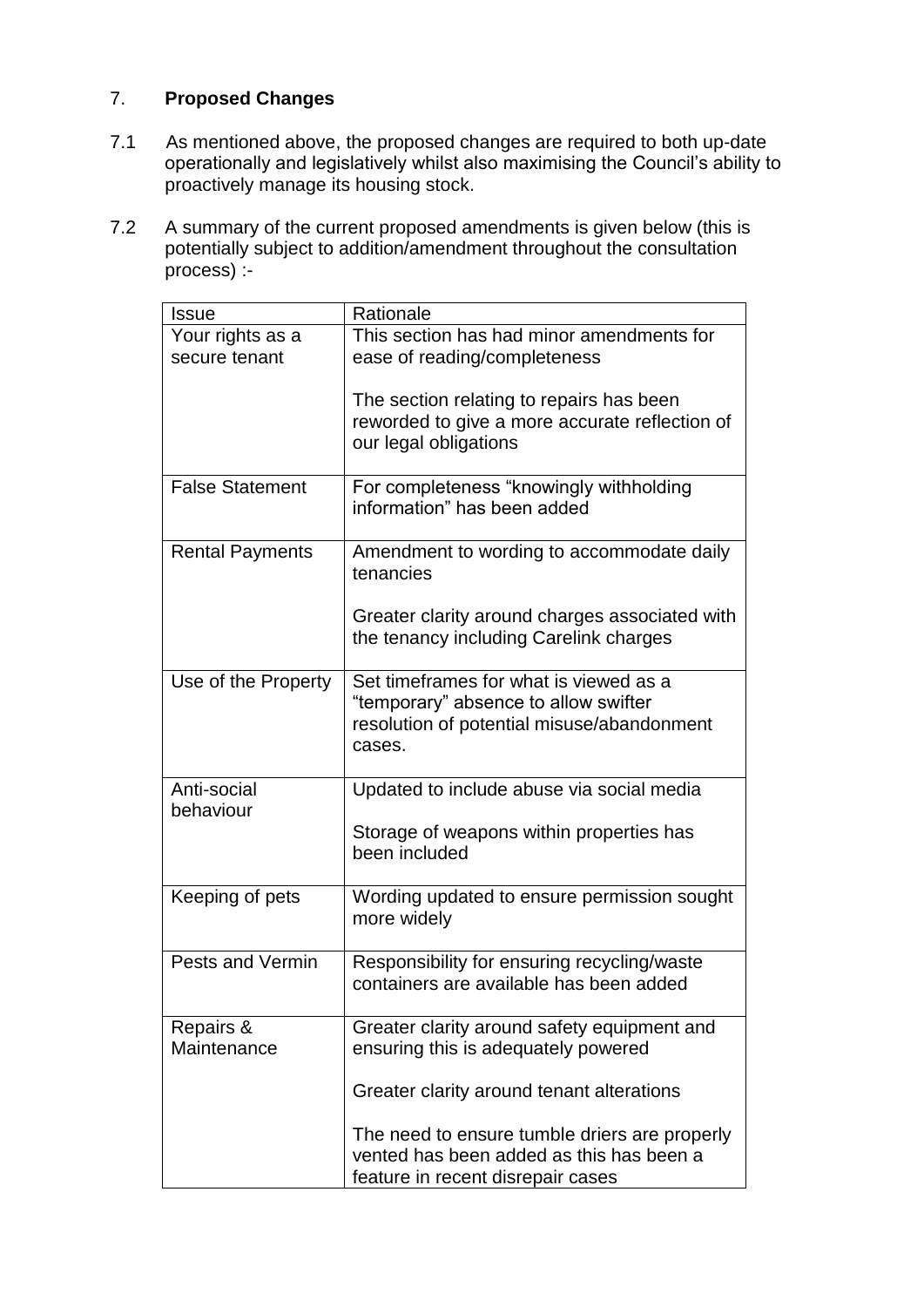## 7. **Proposed Changes**

7.1 As mentioned above, the proposed changes are required to both up-date operationally and legislatively whilst also maximising the Council's ability to proactively manage its housing stock.

7.2 A summary of the current proposed amendments is given below (this is potentially subject to addition/amendment throughout the consultation process) :-

| Issue | Rationale |
|---|---|
| Your rights as a secure tenant | This section has had minor amendments for ease of reading/completeness<br><br>The section relating to repairs has been reworded to give a more accurate reflection of our legal obligations |
| False Statement | For completeness "knowingly withholding information" has been added |
| Rental Payments | Amendment to wording to accommodate daily tenancies<br><br>Greater clarity around charges associated with the tenancy including Carelink charges |
| Use of the Property | Set timeframes for what is viewed as a "temporary" absence to allow swifter resolution of potential misuse/abandonment cases. |
| Anti-social behaviour | Updated to include abuse via social media<br><br>Storage of weapons within properties has been included |
| Keeping of pets | Wording updated to ensure permission sought more widely |
| Pests and Vermin | Responsibility for ensuring recycling/waste containers are available has been added |
| Repairs & Maintenance | Greater clarity around safety equipment and ensuring this is adequately powered<br><br>Greater clarity around tenant alterations<br><br>The need to ensure tumble driers are properly vented has been added as this has been a feature in recent disrepair cases |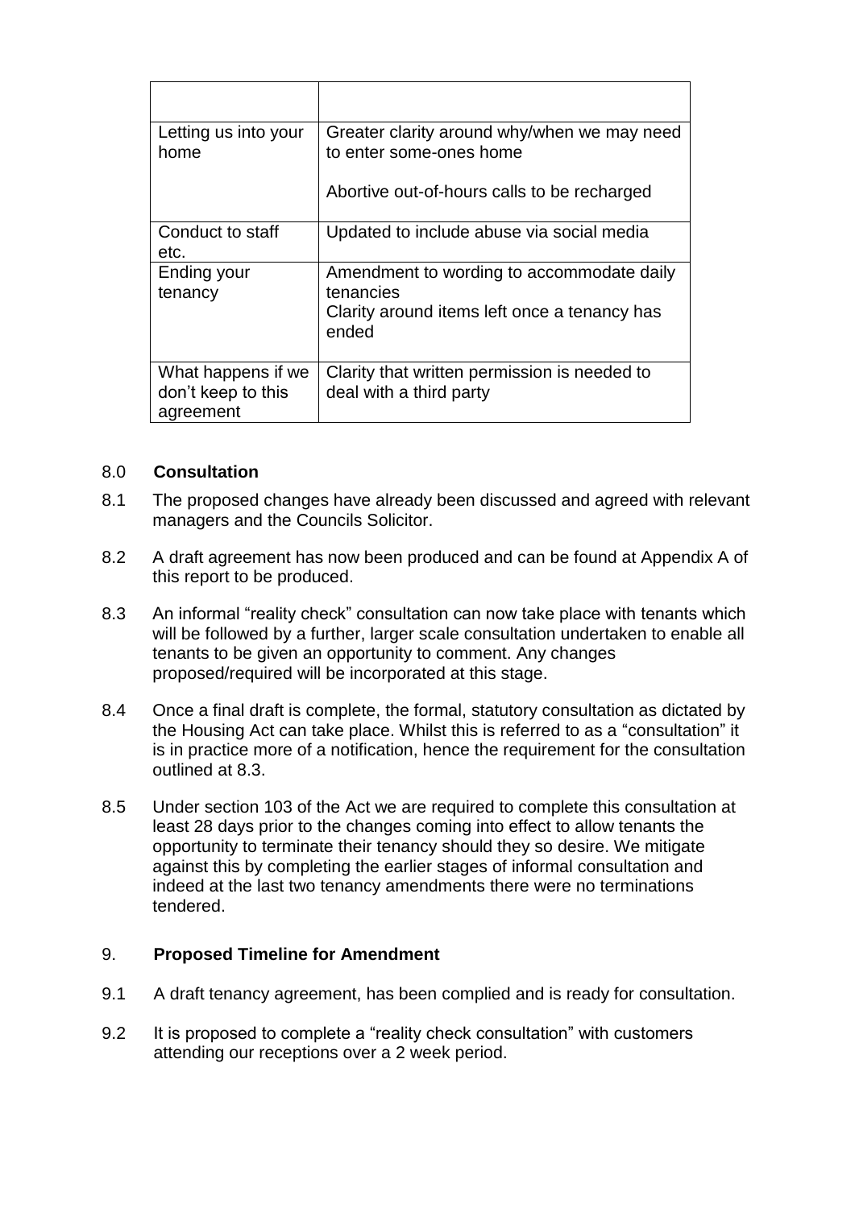| | |
|---|---|
| Letting us into your home | Greater clarity around why/when we may need to enter some-ones home<br><br>Abortive out-of-hours calls to be recharged |
| Conduct to staff etc. | Updated to include abuse via social media |
| Ending your tenancy | Amendment to wording to accommodate daily tenancies<br>Clarity around items left once a tenancy has ended |
| What happens if we don't keep to this agreement | Clarity that written permission is needed to deal with a third party |

## 8.0 **Consultation**

8.1 The proposed changes have already been discussed and agreed with relevant managers and the Councils Solicitor.

8.2 A draft agreement has now been produced and can be found at Appendix A of this report to be produced.

8.3 An informal "reality check" consultation can now take place with tenants which will be followed by a further, larger scale consultation undertaken to enable all tenants to be given an opportunity to comment. Any changes proposed/required will be incorporated at this stage.

8.4 Once a final draft is complete, the formal, statutory consultation as dictated by the Housing Act can take place. Whilst this is referred to as a "consultation" it is in practice more of a notification, hence the requirement for the consultation outlined at 8.3.

8.5 Under section 103 of the Act we are required to complete this consultation at least 28 days prior to the changes coming into effect to allow tenants the opportunity to terminate their tenancy should they so desire. We mitigate against this by completing the earlier stages of informal consultation and indeed at the last two tenancy amendments there were no terminations tendered.

## 9. **Proposed Timeline for Amendment**

9.1 A draft tenancy agreement, has been complied and is ready for consultation.

9.2 It is proposed to complete a "reality check consultation" with customers attending our receptions over a 2 week period.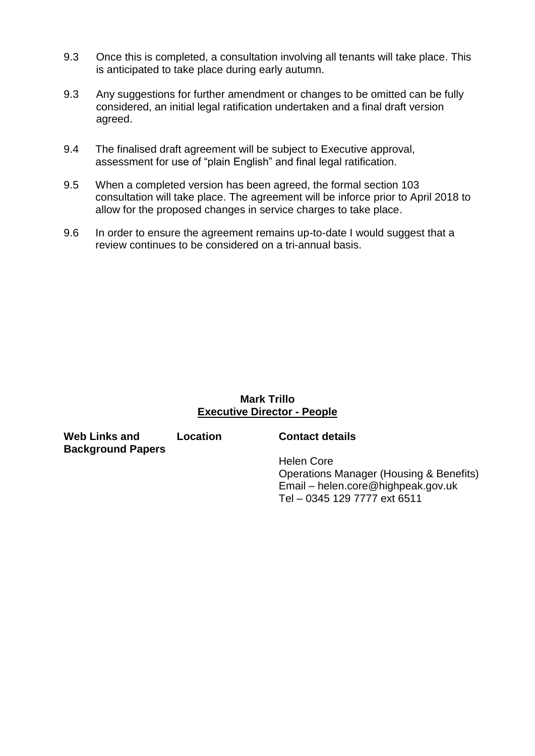9.3 Once this is completed, a consultation involving all tenants will take place. This is anticipated to take place during early autumn.

9.3 Any suggestions for further amendment or changes to be omitted can be fully considered, an initial legal ratification undertaken and a final draft version agreed.

9.4 The finalised draft agreement will be subject to Executive approval, assessment for use of "plain English" and final legal ratification.

9.5 When a completed version has been agreed, the formal section 103 consultation will take place. The agreement will be inforce prior to April 2018 to allow for the proposed changes in service charges to take place.

9.6 In order to ensure the agreement remains up-to-date I would suggest that a review continues to be considered on a tri-annual basis.

**Mark Trillo**
**Executive Director - People**

| **Web Links and Background Papers** | **Location** | **Contact details** |
|---|---|---|
| | | Helen Core<br>Operations Manager (Housing & Benefits)<br>Email – helen.core@highpeak.gov.uk<br>Tel – 0345 129 7777 ext 6511 |